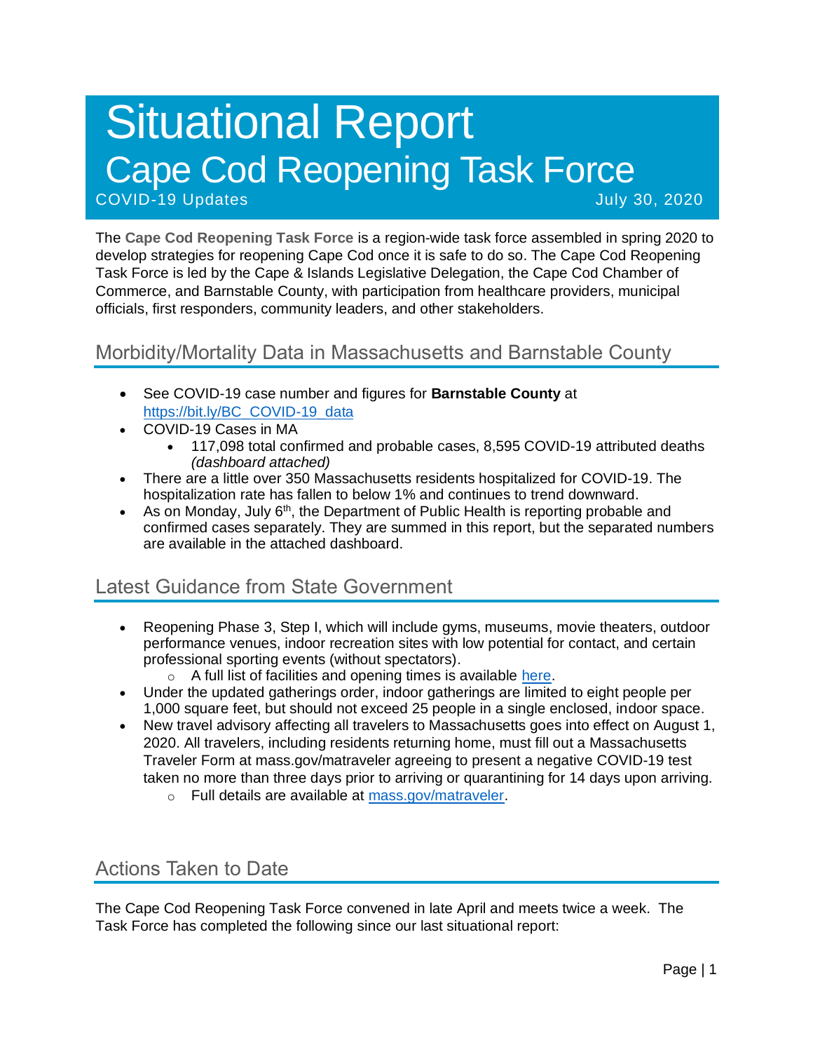# Situational Report

## Cape Cod Reopening Task Force

COVID-19 Updates July 30, 2020

The **Cape Cod Reopening Task Force** is a region-wide task force assembled in spring 2020 to develop strategies for reopening Cape Cod once it is safe to do so. The Cape Cod Reopening Task Force is led by the Cape & Islands Legislative Delegation, the Cape Cod Chamber of Commerce, and Barnstable County, with participation from healthcare providers, municipal officials, first responders, community leaders, and other stakeholders.

## Morbidity/Mortality Data in Massachusetts and Barnstable County

- See COVID-19 case number and figures for **Barnstable County** at [https://bit.ly/BC_COVID-19_data](https://bit.ly/BC_COVID-19_data)
- COVID-19 Cases in MA
  - 117,098 total confirmed and probable cases, 8,595 COVID-19 attributed deaths *(dashboard attached)*
- There are a little over 350 Massachusetts residents hospitalized for COVID-19. The hospitalization rate has fallen to below 1% and continues to trend downward.
- As on Monday, July 6th, the Department of Public Health is reporting probable and confirmed cases separately. They are summed in this report, but the separated numbers are available in the attached dashboard.

## Latest Guidance from State Government

- Reopening Phase 3, Step I, which will include gyms, museums, movie theaters, outdoor performance venues, indoor recreation sites with low potential for contact, and certain professional sporting events (without spectators).
  - A full list of facilities and opening times is available here.
- Under the updated gatherings order, indoor gatherings are limited to eight people per 1,000 square feet, but should not exceed 25 people in a single enclosed, indoor space.
- New travel advisory affecting all travelers to Massachusetts goes into effect on August 1, 2020. All travelers, including residents returning home, must fill out a Massachusetts Traveler Form at mass.gov/matraveler agreeing to present a negative COVID-19 test taken no more than three days prior to arriving or quarantining for 14 days upon arriving.
  - Full details are available at mass.gov/matraveler.

## Actions Taken to Date

The Cape Cod Reopening Task Force convened in late April and meets twice a week. The Task Force has completed the following since our last situational report: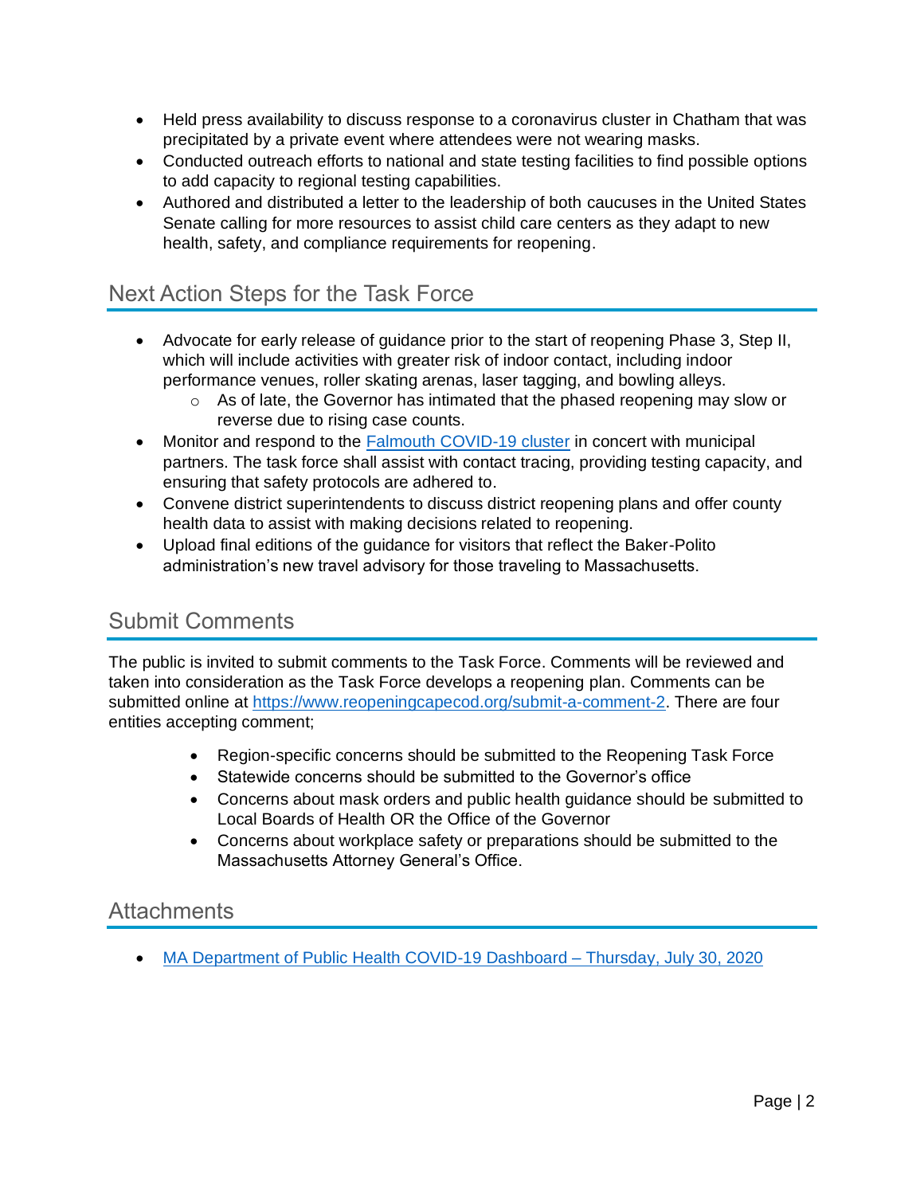- Held press availability to discuss response to a coronavirus cluster in Chatham that was precipitated by a private event where attendees were not wearing masks.
- Conducted outreach efforts to national and state testing facilities to find possible options to add capacity to regional testing capabilities.
- Authored and distributed a letter to the leadership of both caucuses in the United States Senate calling for more resources to assist child care centers as they adapt to new health, safety, and compliance requirements for reopening.

## Next Action Steps for the Task Force

- Advocate for early release of guidance prior to the start of reopening Phase 3, Step II, which will include activities with greater risk of indoor contact, including indoor performance venues, roller skating arenas, laser tagging, and bowling alleys.
  - As of late, the Governor has intimated that the phased reopening may slow or reverse due to rising case counts.
- Monitor and respond to the [Falmouth COVID-19 cluster]() in concert with municipal partners. The task force shall assist with contact tracing, providing testing capacity, and ensuring that safety protocols are adhered to.
- Convene district superintendents to discuss district reopening plans and offer county health data to assist with making decisions related to reopening.
- Upload final editions of the guidance for visitors that reflect the Baker-Polito administration's new travel advisory for those traveling to Massachusetts.

## Submit Comments

The public is invited to submit comments to the Task Force. Comments will be reviewed and taken into consideration as the Task Force develops a reopening plan. Comments can be submitted online at https://www.reopeningcapecod.org/submit-a-comment-2. There are four entities accepting comment;

- Region-specific concerns should be submitted to the Reopening Task Force
- Statewide concerns should be submitted to the Governor's office
- Concerns about mask orders and public health guidance should be submitted to Local Boards of Health OR the Office of the Governor
- Concerns about workplace safety or preparations should be submitted to the Massachusetts Attorney General's Office.

## Attachments

- [MA Department of Public Health COVID-19 Dashboard – Thursday, July 30, 2020]()